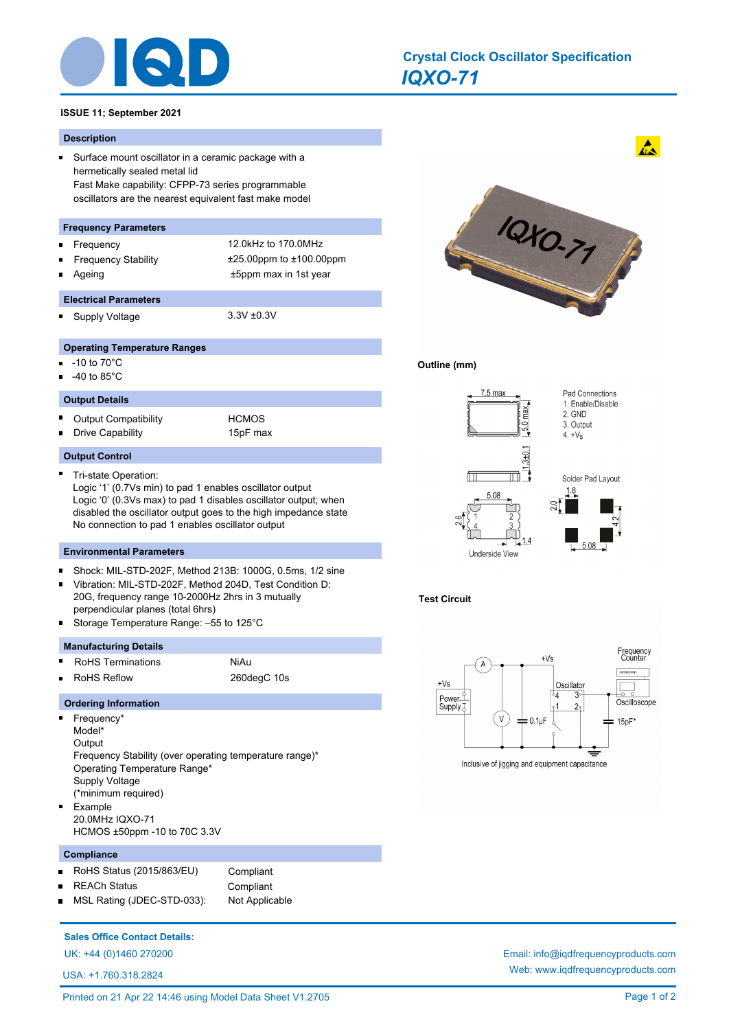# Crystal Clock Oscillator Specification

## *IQXO-71*

**ISSUE 11; September 2021**

### Description

- Surface mount oscillator in a ceramic package with a hermetically sealed metal lid
  Fast Make capability: CFPP-73 series programmable oscillators are the nearest equivalent fast make model

### Frequency Parameters

- Frequency: 12.0kHz to 170.0MHz
- Frequency Stability: ±25.00ppm to ±100.00ppm
- Ageing: ±5ppm max in 1st year

### Electrical Parameters

- Supply Voltage: 3.3V ±0.3V

### Operating Temperature Ranges

- -10 to 70°C
- -40 to 85°C

### Output Details

- Output Compatibility: HCMOS
- Drive Capability: 15pF max

### Output Control

- Tri-state Operation:
  Logic '1' (0.7Vs min) to pad 1 enables oscillator output
  Logic '0' (0.3Vs max) to pad 1 disables oscillator output; when disabled the oscillator output goes to the high impedance state
  No connection to pad 1 enables oscillator output

### Environmental Parameters

- Shock: MIL-STD-202F, Method 213B: 1000G, 0.5ms, 1/2 sine
- Vibration: MIL-STD-202F, Method 204D, Test Condition D: 20G, frequency range 10-2000Hz 2hrs in 3 mutually perpendicular planes (total 6hrs)
- Storage Temperature Range: –55 to 125°C

### Manufacturing Details

- RoHS Terminations: NiAu
- RoHS Reflow: 260degC 10s

### Ordering Information

- Frequency*
  Model*
  Output
  Frequency Stability (over operating temperature range)*
  Operating Temperature Range*
  Supply Voltage
  (*minimum required)
- Example
  20.0MHz IQXO-71
  HCMOS ±50ppm -10 to 70C 3.3V

### Compliance

- RoHS Status (2015/863/EU): Compliant
- REACH Status: Compliant
- MSL Rating (JDEC-STD-033): Not Applicable

**Outline (mm)**

7.5 max; 5.0 max; 1.3±0.1; 5.08; 2.6; 1.4; Underside View

Pad Connections
1. Enable/Disable
2. GND
3. Output
4. +Vs

Solder Pad Layout: 1.8; 2.0; 4.2; 5.08

**Test Circuit**

Inclusive of jigging and equipment capacitance

**Sales Office Contact Details:**

UK: +44 (0)1460 270200
USA: +1.760.318.2824

Email: info@iqdfrequencyproducts.com
Web: www.iqdfrequencyproducts.com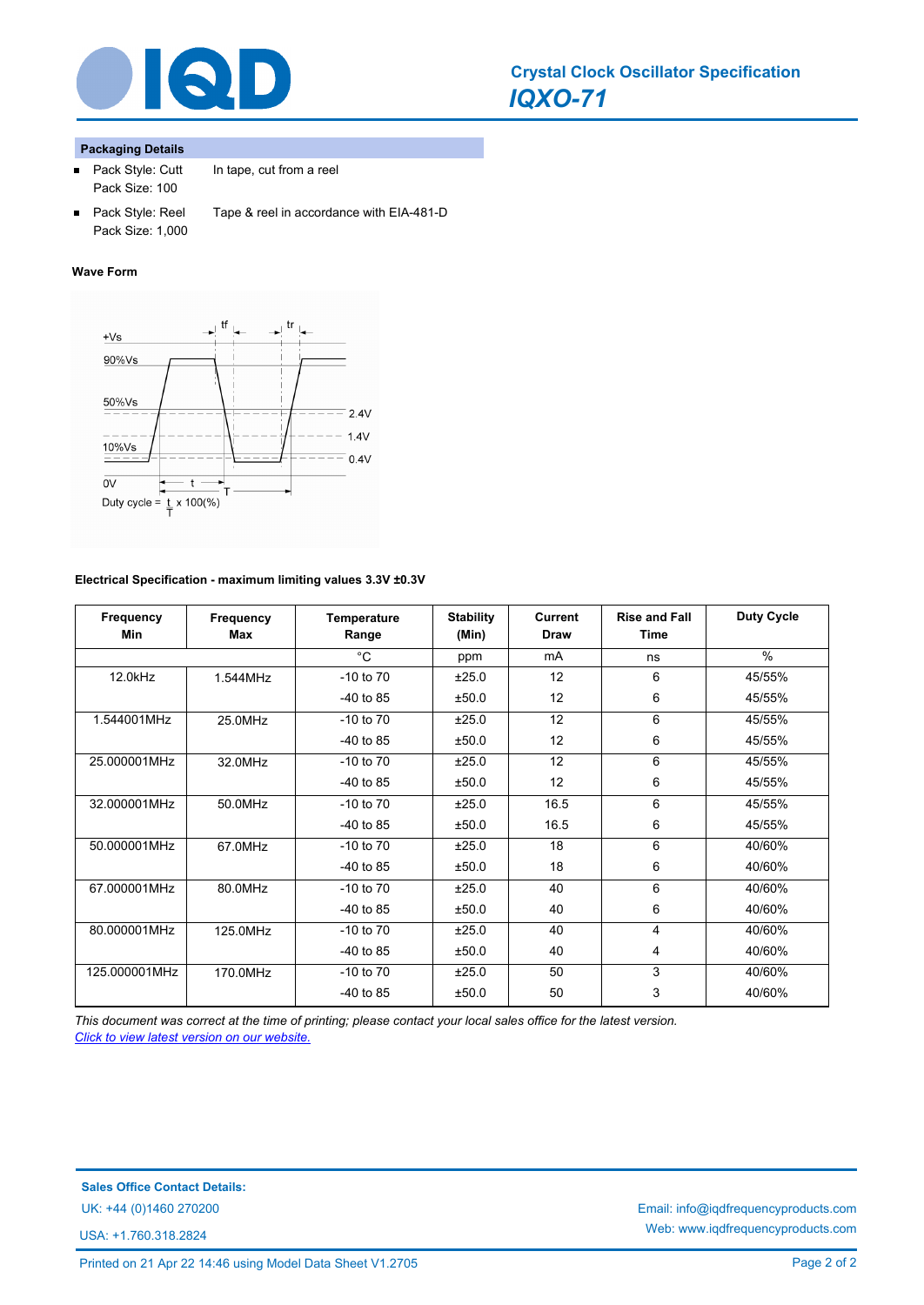## Packaging Details

- Pack Style: Cutt — In tape, cut from a reel
  Pack Size: 100
- Pack Style: Reel — Tape & reel in accordance with EIA-481-D
  Pack Size: 1,000

### Wave Form

tf
tr
+Vs
90%Vs
50%Vs
10%Vs
0V
2.4V
1.4V
0.4V
t
T
Duty cycle = t/T x 100(%)

### Electrical Specification - maximum limiting values 3.3V ±0.3V

| Frequency Min | Frequency Max | Temperature Range | Stability (Min) | Current Draw | Rise and Fall Time | Duty Cycle |
|---|---|---|---|---|---|---|
| | | °C | ppm | mA | ns | % |
| 12.0kHz | 1.544MHz | -10 to 70 | ±25.0 | 12 | 6 | 45/55% |
| | | -40 to 85 | ±50.0 | 12 | 6 | 45/55% |
| 1.544001MHz | 25.0MHz | -10 to 70 | ±25.0 | 12 | 6 | 45/55% |
| | | -40 to 85 | ±50.0 | 12 | 6 | 45/55% |
| 25.000001MHz | 32.0MHz | -10 to 70 | ±25.0 | 12 | 6 | 45/55% |
| | | -40 to 85 | ±50.0 | 12 | 6 | 45/55% |
| 32.000001MHz | 50.0MHz | -10 to 70 | ±25.0 | 16.5 | 6 | 45/55% |
| | | -40 to 85 | ±50.0 | 16.5 | 6 | 45/55% |
| 50.000001MHz | 67.0MHz | -10 to 70 | ±25.0 | 18 | 6 | 40/60% |
| | | -40 to 85 | ±50.0 | 18 | 6 | 40/60% |
| 67.000001MHz | 80.0MHz | -10 to 70 | ±25.0 | 40 | 6 | 40/60% |
| | | -40 to 85 | ±50.0 | 40 | 6 | 40/60% |
| 80.000001MHz | 125.0MHz | -10 to 70 | ±25.0 | 40 | 4 | 40/60% |
| | | -40 to 85 | ±50.0 | 40 | 4 | 40/60% |
| 125.000001MHz | 170.0MHz | -10 to 70 | ±25.0 | 50 | 3 | 40/60% |
| | | -40 to 85 | ±50.0 | 50 | 3 | 40/60% |

*This document was correct at the time of printing; please contact your local sales office for the latest version.*
*Click to view latest version on our website.*

**Sales Office Contact Details:**

UK: +44 (0)1460 270200

USA: +1.760.318.2824

Email: info@iqdfrequencyproducts.com

Web: www.iqdfrequencyproducts.com